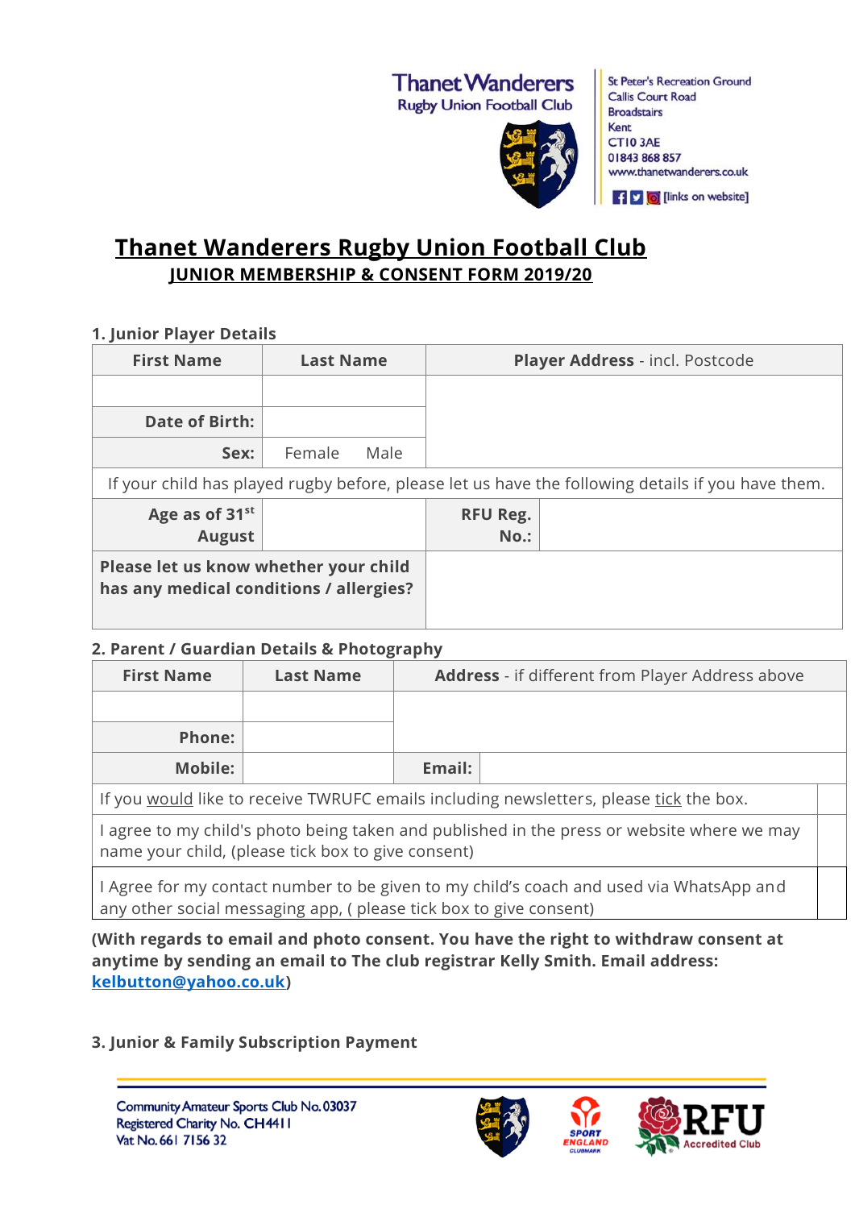Thanet Wanderers
Rugby Union Football Club

St Peter's Recreation Ground
Callis Court Road
Broadstairs
Kent
CT10 3AE
01843 868 857
www.thanetwanderers.co.uk
[links on website]

# Thanet Wanderers Rugby Union Football Club

## JUNIOR MEMBERSHIP & CONSENT FORM 2019/20

### 1. Junior Player Details

| First Name | Last Name | Player Address - incl. Postcode | |
|---|---|---|---|
| | | | |
| **Date of Birth:** | | | |
| **Sex:** | Female Male | | |
| If your child has played rugby before, please let us have the following details if you have them. | | | |
| **Age as of 31st August** | | **RFU Reg. No.:** | |
| **Please let us know whether your child has any medical conditions / allergies?** | | | |

### 2. Parent / Guardian Details & Photography

| First Name | Last Name | Address - if different from Player Address above | |
|---|---|---|---|
| | | | |
| **Phone:** | | | |
| **Mobile:** | | **Email:** | |
| If you would like to receive TWRUFC emails including newsletters, please tick the box. | | | |
| I agree to my child's photo being taken and published in the press or website where we may name your child, (please tick box to give consent) | | | |
| I Agree for my contact number to be given to my child's coach and used via WhatsApp and any other social messaging app, ( please tick box to give consent) | | | |

**(With regards to email and photo consent. You have the right to withdraw consent at anytime by sending an email to The club registrar Kelly Smith. Email address: kelbutton@yahoo.co.uk)**

### 3. Junior & Family Subscription Payment

Community Amateur Sports Club No. 03037
Registered Charity No. CH4411
Vat No. 661 7156 32

SPORT ENGLAND CLUBMARK
RFU Accredited Club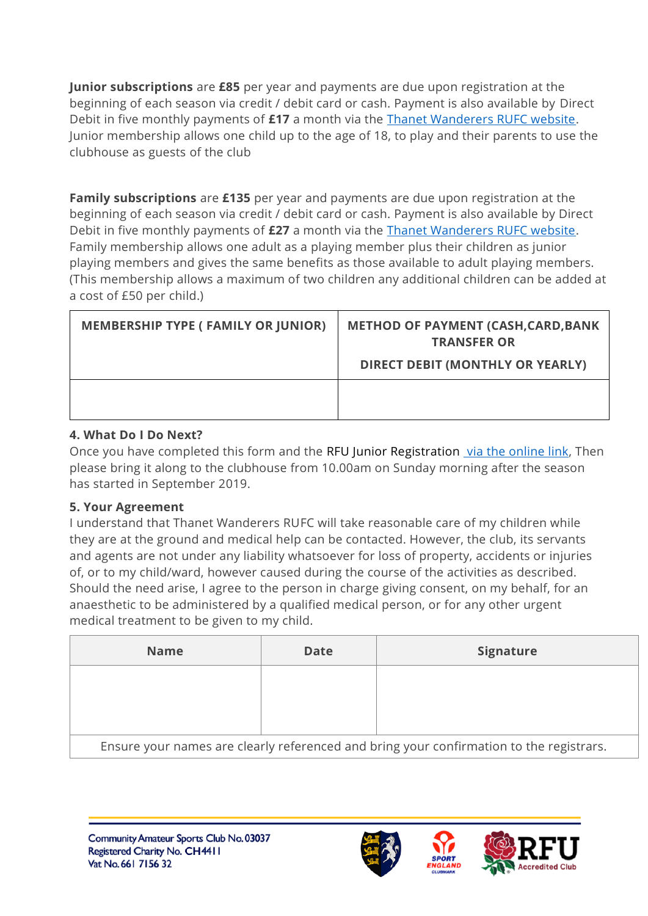**Junior subscriptions** are **£85** per year and payments are due upon registration at the beginning of each season via credit / debit card or cash. Payment is also available by Direct Debit in five monthly payments of **£17** a month via the Thanet Wanderers RUFC website. Junior membership allows one child up to the age of 18, to play and their parents to use the clubhouse as guests of the club

**Family subscriptions** are **£135** per year and payments are due upon registration at the beginning of each season via credit / debit card or cash. Payment is also available by Direct Debit in five monthly payments of **£27** a month via the Thanet Wanderers RUFC website. Family membership allows one adult as a playing member plus their children as junior playing members and gives the same benefits as those available to adult playing members. (This membership allows a maximum of two children any additional children can be added at a cost of £50 per child.)

| MEMBERSHIP TYPE ( FAMILY OR JUNIOR) | METHOD OF PAYMENT (CASH,CARD,BANK TRANSFER OR DIRECT DEBIT (MONTHLY OR YEARLY) |
|---|---|
| | |

**4. What Do I Do Next?**

Once you have completed this form and the RFU Junior Registration via the online link, Then please bring it along to the clubhouse from 10.00am on Sunday morning after the season has started in September 2019.

**5. Your Agreement**

I understand that Thanet Wanderers RUFC will take reasonable care of my children while they are at the ground and medical help can be contacted. However, the club, its servants and agents are not under any liability whatsoever for loss of property, accidents or injuries of, or to my child/ward, however caused during the course of the activities as described. Should the need arise, I agree to the person in charge giving consent, on my behalf, for an anaesthetic to be administered by a qualified medical person, or for any other urgent medical treatment to be given to my child.

| Name | Date | Signature |
|---|---|---|
| | | |
| Ensure your names are clearly referenced and bring your confirmation to the registrars. | | |

Community Amateur Sports Club No. 03037
Registered Charity No. CH4411
Vat No. 661 7156 32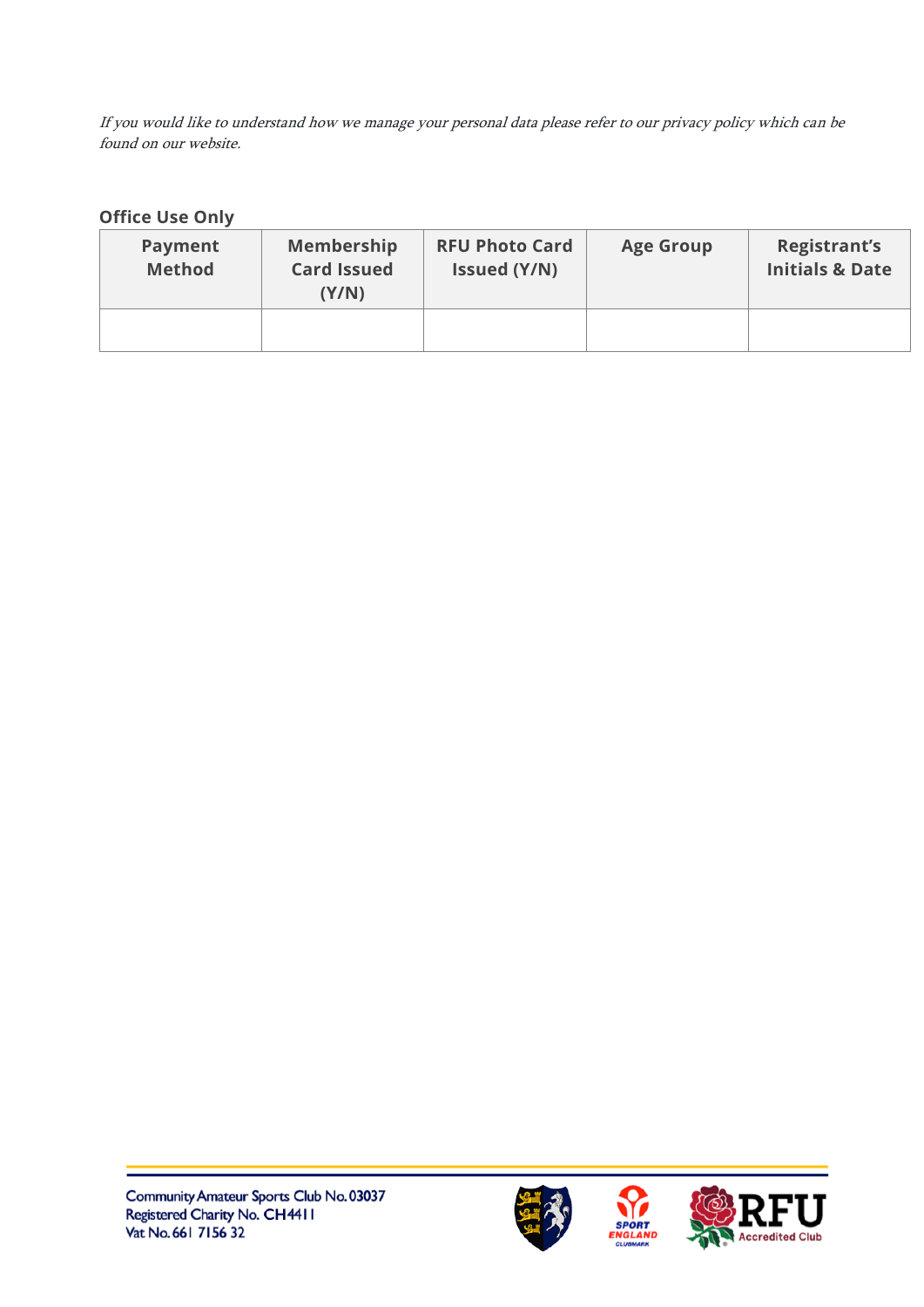*If you would like to understand how we manage your personal data please refer to our privacy policy which can be found on our website.*

**Office Use Only**

| Payment Method | Membership Card Issued (Y/N) | RFU Photo Card Issued (Y/N) | Age Group | Registrant's Initials & Date |
|---|---|---|---|---|
| | | | | |